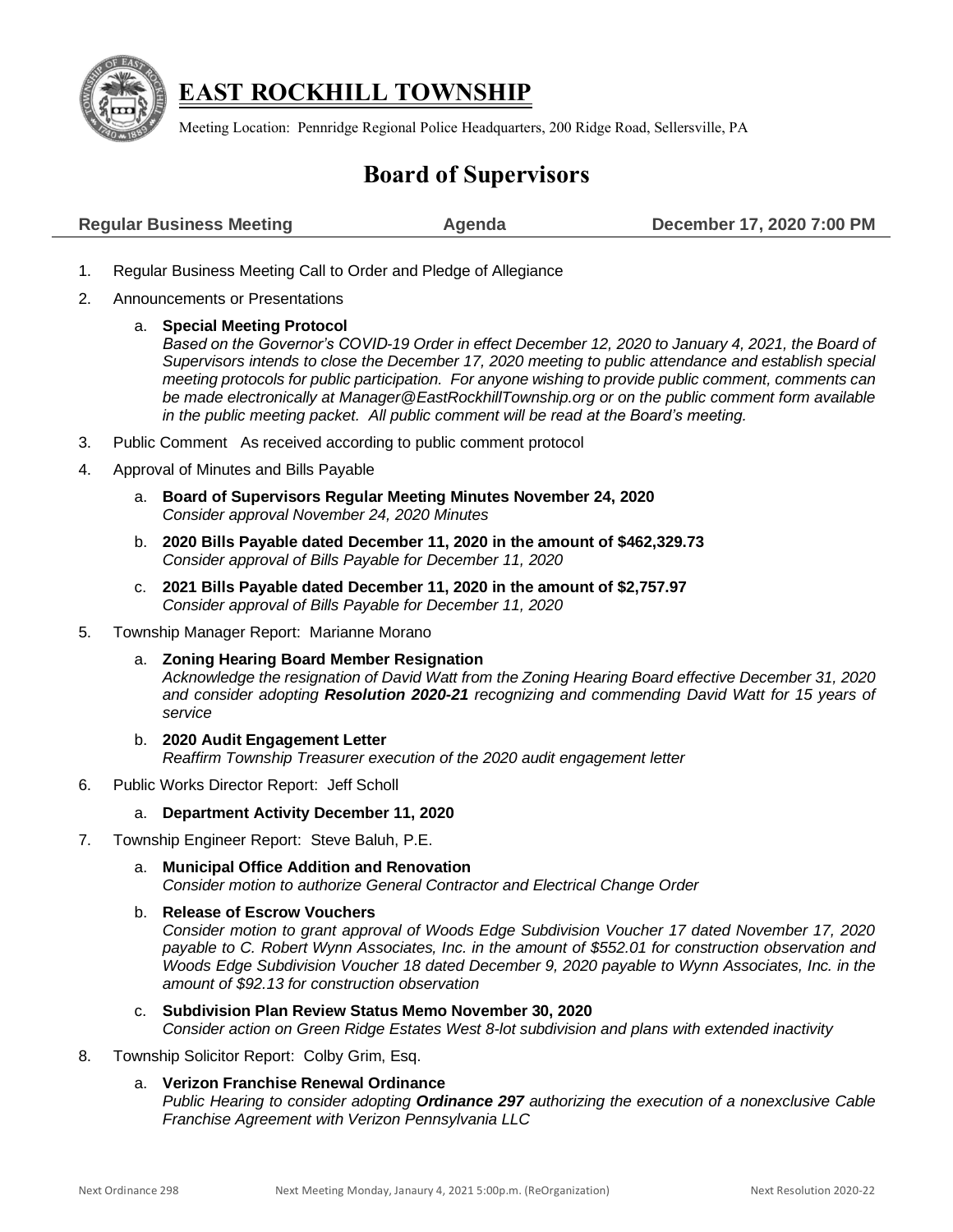# EAST ROCKHILL TOWNSHIP

Meeting Location: Pennridge Regional Police Headquarters, 200 Ridge Road, Sellersville, PA

## Board of Supervisors

**Regular Business Meeting** **Agenda** **December 17, 2020 7:00 PM**

1. Regular Business Meeting Call to Order and Pledge of Allegiance
2. Announcements or Presentations
   a. **Special Meeting Protocol**
   *Based on the Governor's COVID-19 Order in effect December 12, 2020 to January 4, 2021, the Board of Supervisors intends to close the December 17, 2020 meeting to public attendance and establish special meeting protocols for public participation. For anyone wishing to provide public comment, comments can be made electronically at Manager@EastRockhillTownship.org or on the public comment form available in the public meeting packet. All public comment will be read at the Board's meeting.*
3. Public Comment As received according to public comment protocol
4. Approval of Minutes and Bills Payable
   a. **Board of Supervisors Regular Meeting Minutes November 24, 2020**
   *Consider approval November 24, 2020 Minutes*
   b. **2020 Bills Payable dated December 11, 2020 in the amount of $462,329.73**
   *Consider approval of Bills Payable for December 11, 2020*
   c. **2021 Bills Payable dated December 11, 2020 in the amount of $2,757.97**
   *Consider approval of Bills Payable for December 11, 2020*
5. Township Manager Report: Marianne Morano
   a. **Zoning Hearing Board Member Resignation**
   *Acknowledge the resignation of David Watt from the Zoning Hearing Board effective December 31, 2020 and consider adopting **Resolution 2020-21** recognizing and commending David Watt for 15 years of service*
   b. **2020 Audit Engagement Letter**
   *Reaffirm Township Treasurer execution of the 2020 audit engagement letter*
6. Public Works Director Report: Jeff Scholl
   a. **Department Activity December 11, 2020**
7. Township Engineer Report: Steve Baluh, P.E.
   a. **Municipal Office Addition and Renovation**
   *Consider motion to authorize General Contractor and Electrical Change Order*
   b. **Release of Escrow Vouchers**
   *Consider motion to grant approval of Woods Edge Subdivision Voucher 17 dated November 17, 2020 payable to C. Robert Wynn Associates, Inc. in the amount of $552.01 for construction observation and Woods Edge Subdivision Voucher 18 dated December 9, 2020 payable to Wynn Associates, Inc. in the amount of $92.13 for construction observation*
   c. **Subdivision Plan Review Status Memo November 30, 2020**
   *Consider action on Green Ridge Estates West 8-lot subdivision and plans with extended inactivity*
8. Township Solicitor Report: Colby Grim, Esq.
   a. **Verizon Franchise Renewal Ordinance**
   *Public Hearing to consider adopting **Ordinance 297** authorizing the execution of a nonexclusive Cable Franchise Agreement with Verizon Pennsylvania LLC*

Next Ordinance 298 Next Meeting Monday, Janaury 4, 2021 5:00p.m. (ReOrganization) Next Resolution 2020-22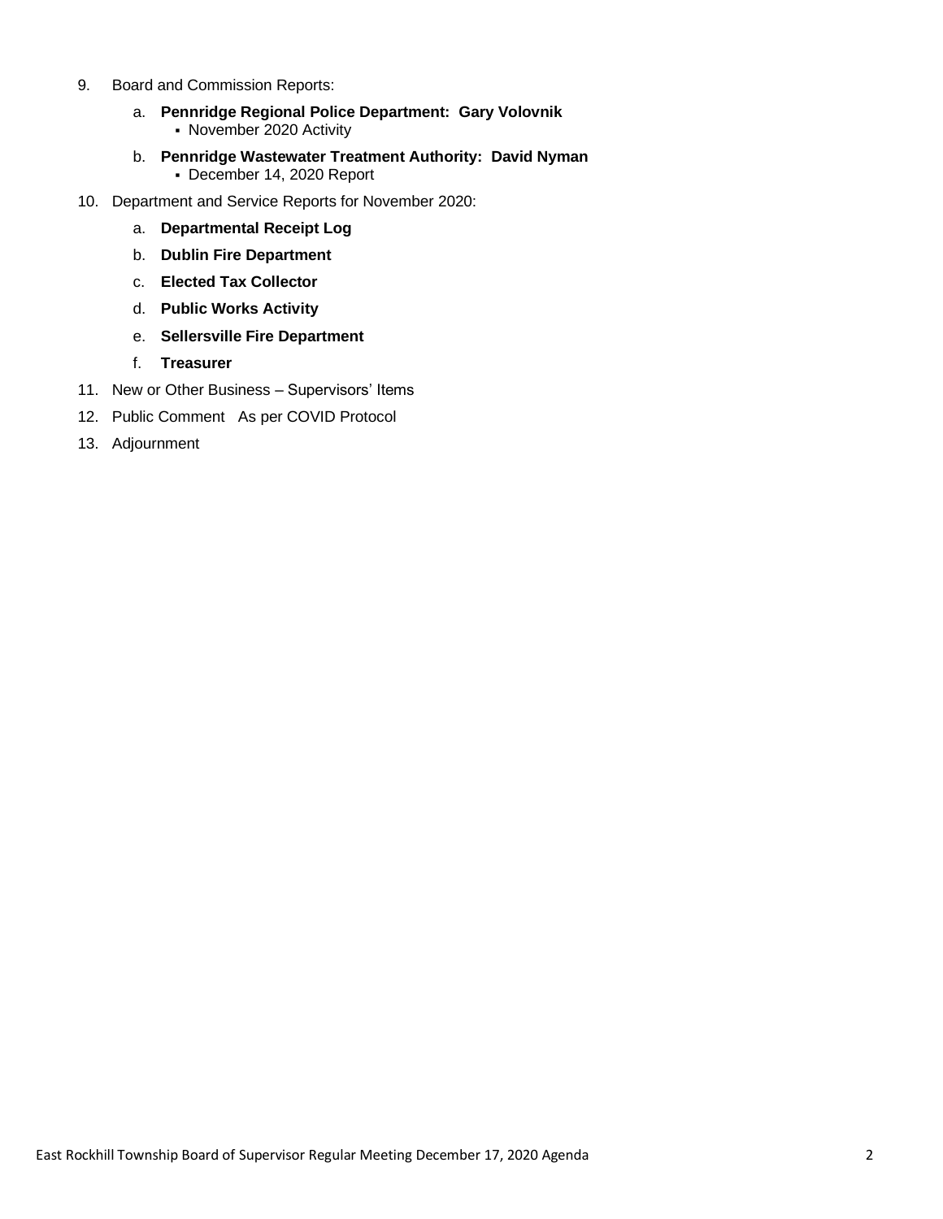9. Board and Commission Reports:

   a. **Pennridge Regional Police Department: Gary Volovnik**
      - November 2020 Activity

   b. **Pennridge Wastewater Treatment Authority: David Nyman**
      - December 14, 2020 Report

10. Department and Service Reports for November 2020:

    a. **Departmental Receipt Log**

    b. **Dublin Fire Department**

    c. **Elected Tax Collector**

    d. **Public Works Activity**

    e. **Sellersville Fire Department**

    f. **Treasurer**

11. New or Other Business – Supervisors' Items

12. Public Comment As per COVID Protocol

13. Adjournment